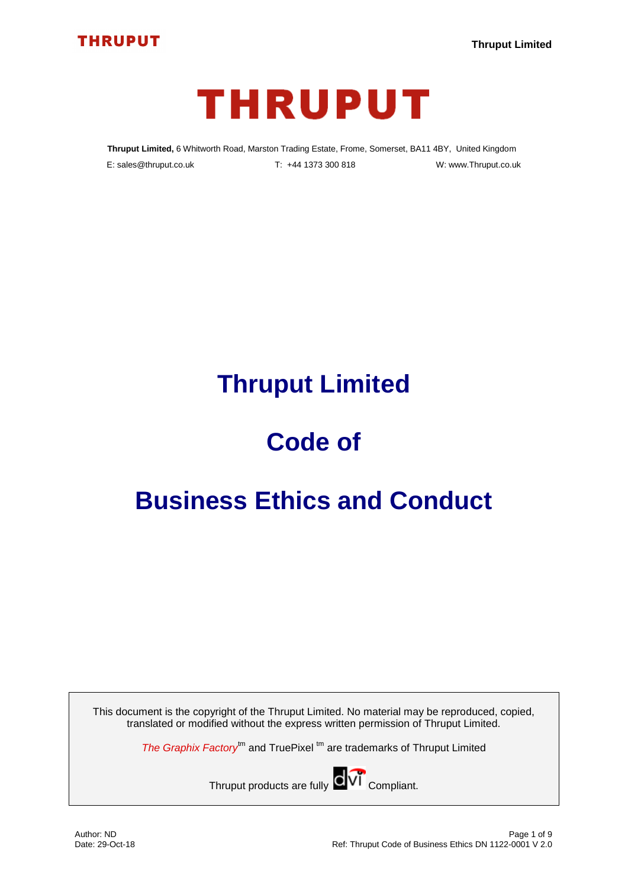# THRUPUT

**Thruput Limited,** 6 Whitworth Road, Marston Trading Estate, Frome, Somerset, BA11 4BY, United Kingdom

E: sales@thruput.co.uk T: +44 1373 300 818 W: www.Thruput.co.uk

# Thruput Limited

# Code of

# Business Ethics and Conduct

This document is the copyright of the Thruput Limited. No material may be reproduced, copied, translated or modified without the express written permission of Thruput Limited.

*The Graphix Factory*™ and TruePixel ™ are trademarks of Thruput Limited

Thruput products are fully dvi Compliant.

Author: ND
Date: 29-Oct-18

Ref: Thruput Code of Business Ethics DN 1122-0001 V 2.0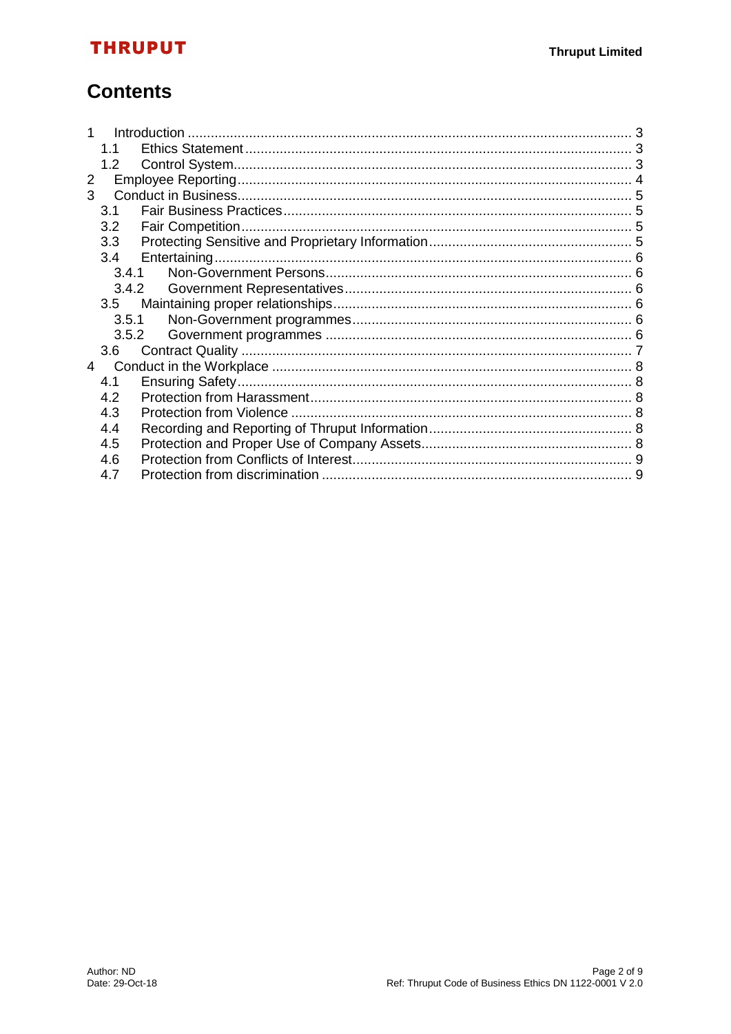# Contents

1 Introduction ........ 3
  1.1 Ethics Statement ........ 3
  1.2 Control System ........ 3
2 Employee Reporting ........ 4
3 Conduct in Business ........ 5
  3.1 Fair Business Practices ........ 5
  3.2 Fair Competition ........ 5
  3.3 Protecting Sensitive and Proprietary Information ........ 5
  3.4 Entertaining ........ 6
    3.4.1 Non-Government Persons ........ 6
    3.4.2 Government Representatives ........ 6
  3.5 Maintaining proper relationships ........ 6
    3.5.1 Non-Government programmes ........ 6
    3.5.2 Government programmes ........ 6
  3.6 Contract Quality ........ 7
4 Conduct in the Workplace ........ 8
  4.1 Ensuring Safety ........ 8
  4.2 Protection from Harassment ........ 8
  4.3 Protection from Violence ........ 8
  4.4 Recording and Reporting of Thruput Information ........ 8
  4.5 Protection and Proper Use of Company Assets ........ 8
  4.6 Protection from Conflicts of Interest ........ 9
  4.7 Protection from discrimination ........ 9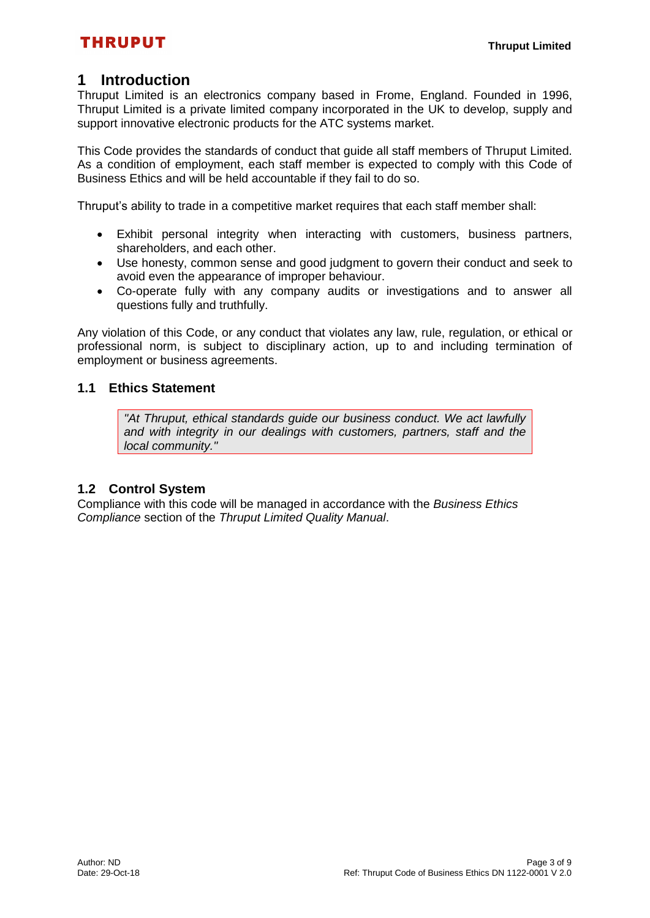# 1 Introduction

Thruput Limited is an electronics company based in Frome, England. Founded in 1996, Thruput Limited is a private limited company incorporated in the UK to develop, supply and support innovative electronic products for the ATC systems market.

This Code provides the standards of conduct that guide all staff members of Thruput Limited. As a condition of employment, each staff member is expected to comply with this Code of Business Ethics and will be held accountable if they fail to do so.

Thruput's ability to trade in a competitive market requires that each staff member shall:

- Exhibit personal integrity when interacting with customers, business partners, shareholders, and each other.
- Use honesty, common sense and good judgment to govern their conduct and seek to avoid even the appearance of improper behaviour.
- Co-operate fully with any company audits or investigations and to answer all questions fully and truthfully.

Any violation of this Code, or any conduct that violates any law, rule, regulation, or ethical or professional norm, is subject to disciplinary action, up to and including termination of employment or business agreements.

## 1.1 Ethics Statement

> *"At Thruput, ethical standards guide our business conduct. We act lawfully and with integrity in our dealings with customers, partners, staff and the local community."*

## 1.2 Control System

Compliance with this code will be managed in accordance with the *Business Ethics Compliance* section of the *Thruput Limited Quality Manual*.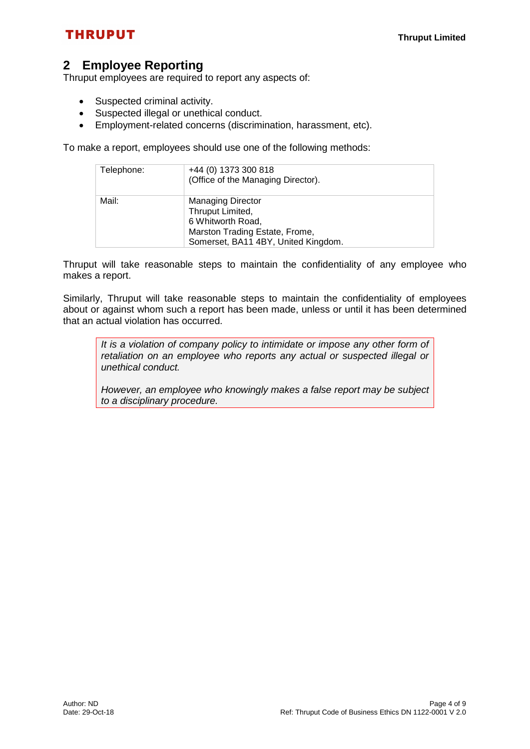## 2 Employee Reporting

Thruput employees are required to report any aspects of:

- Suspected criminal activity.
- Suspected illegal or unethical conduct.
- Employment-related concerns (discrimination, harassment, etc).

To make a report, employees should use one of the following methods:

| | |
|---|---|
| Telephone: | +44 (0) 1373 300 818<br>(Office of the Managing Director). |
| Mail: | Managing Director<br>Thruput Limited,<br>6 Whitworth Road,<br>Marston Trading Estate, Frome,<br>Somerset, BA11 4BY, United Kingdom. |

Thruput will take reasonable steps to maintain the confidentiality of any employee who makes a report.

Similarly, Thruput will take reasonable steps to maintain the confidentiality of employees about or against whom such a report has been made, unless or until it has been determined that an actual violation has occurred.

> *It is a violation of company policy to intimidate or impose any other form of retaliation on an employee who reports any actual or suspected illegal or unethical conduct.*
>
> *However, an employee who knowingly makes a false report may be subject to a disciplinary procedure.*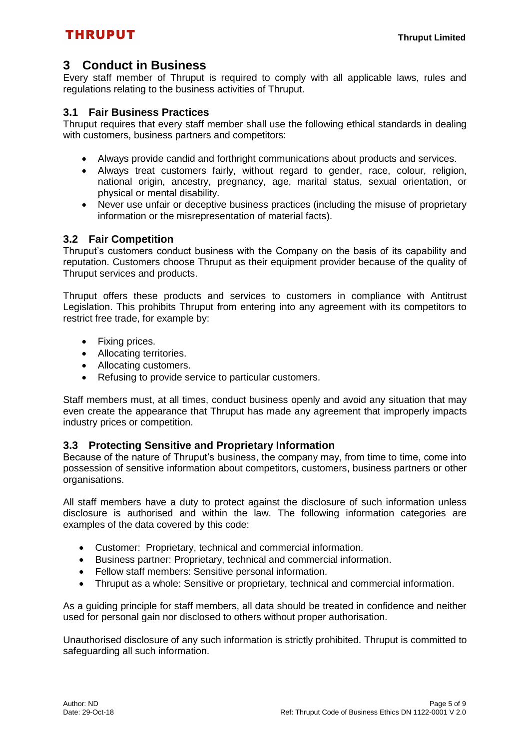## 3 Conduct in Business

Every staff member of Thruput is required to comply with all applicable laws, rules and regulations relating to the business activities of Thruput.

### 3.1 Fair Business Practices

Thruput requires that every staff member shall use the following ethical standards in dealing with customers, business partners and competitors:

- Always provide candid and forthright communications about products and services.
- Always treat customers fairly, without regard to gender, race, colour, religion, national origin, ancestry, pregnancy, age, marital status, sexual orientation, or physical or mental disability.
- Never use unfair or deceptive business practices (including the misuse of proprietary information or the misrepresentation of material facts).

### 3.2 Fair Competition

Thruput's customers conduct business with the Company on the basis of its capability and reputation. Customers choose Thruput as their equipment provider because of the quality of Thruput services and products.

Thruput offers these products and services to customers in compliance with Antitrust Legislation. This prohibits Thruput from entering into any agreement with its competitors to restrict free trade, for example by:

- Fixing prices.
- Allocating territories.
- Allocating customers.
- Refusing to provide service to particular customers.

Staff members must, at all times, conduct business openly and avoid any situation that may even create the appearance that Thruput has made any agreement that improperly impacts industry prices or competition.

### 3.3 Protecting Sensitive and Proprietary Information

Because of the nature of Thruput's business, the company may, from time to time, come into possession of sensitive information about competitors, customers, business partners or other organisations.

All staff members have a duty to protect against the disclosure of such information unless disclosure is authorised and within the law. The following information categories are examples of the data covered by this code:

- Customer: Proprietary, technical and commercial information.
- Business partner: Proprietary, technical and commercial information.
- Fellow staff members: Sensitive personal information.
- Thruput as a whole: Sensitive or proprietary, technical and commercial information.

As a guiding principle for staff members, all data should be treated in confidence and neither used for personal gain nor disclosed to others without proper authorisation.

Unauthorised disclosure of any such information is strictly prohibited. Thruput is committed to safeguarding all such information.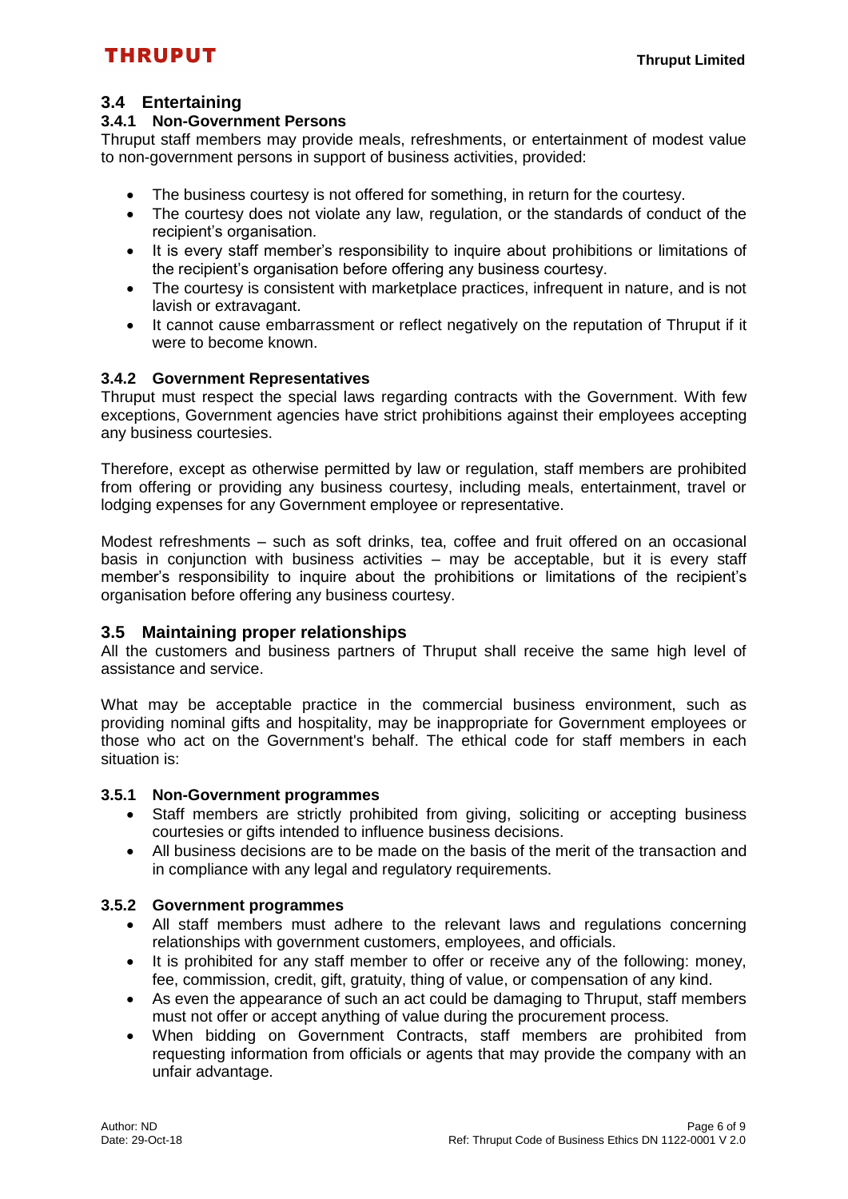## 3.4 Entertaining

### 3.4.1 Non-Government Persons

Thruput staff members may provide meals, refreshments, or entertainment of modest value to non-government persons in support of business activities, provided:

- The business courtesy is not offered for something, in return for the courtesy.
- The courtesy does not violate any law, regulation, or the standards of conduct of the recipient's organisation.
- It is every staff member's responsibility to inquire about prohibitions or limitations of the recipient's organisation before offering any business courtesy.
- The courtesy is consistent with marketplace practices, infrequent in nature, and is not lavish or extravagant.
- It cannot cause embarrassment or reflect negatively on the reputation of Thruput if it were to become known.

### 3.4.2 Government Representatives

Thruput must respect the special laws regarding contracts with the Government. With few exceptions, Government agencies have strict prohibitions against their employees accepting any business courtesies.

Therefore, except as otherwise permitted by law or regulation, staff members are prohibited from offering or providing any business courtesy, including meals, entertainment, travel or lodging expenses for any Government employee or representative.

Modest refreshments – such as soft drinks, tea, coffee and fruit offered on an occasional basis in conjunction with business activities – may be acceptable, but it is every staff member's responsibility to inquire about the prohibitions or limitations of the recipient's organisation before offering any business courtesy.

## 3.5 Maintaining proper relationships

All the customers and business partners of Thruput shall receive the same high level of assistance and service.

What may be acceptable practice in the commercial business environment, such as providing nominal gifts and hospitality, may be inappropriate for Government employees or those who act on the Government's behalf. The ethical code for staff members in each situation is:

### 3.5.1 Non-Government programmes

- Staff members are strictly prohibited from giving, soliciting or accepting business courtesies or gifts intended to influence business decisions.
- All business decisions are to be made on the basis of the merit of the transaction and in compliance with any legal and regulatory requirements.

### 3.5.2 Government programmes

- All staff members must adhere to the relevant laws and regulations concerning relationships with government customers, employees, and officials.
- It is prohibited for any staff member to offer or receive any of the following: money, fee, commission, credit, gift, gratuity, thing of value, or compensation of any kind.
- As even the appearance of such an act could be damaging to Thruput, staff members must not offer or accept anything of value during the procurement process.
- When bidding on Government Contracts, staff members are prohibited from requesting information from officials or agents that may provide the company with an unfair advantage.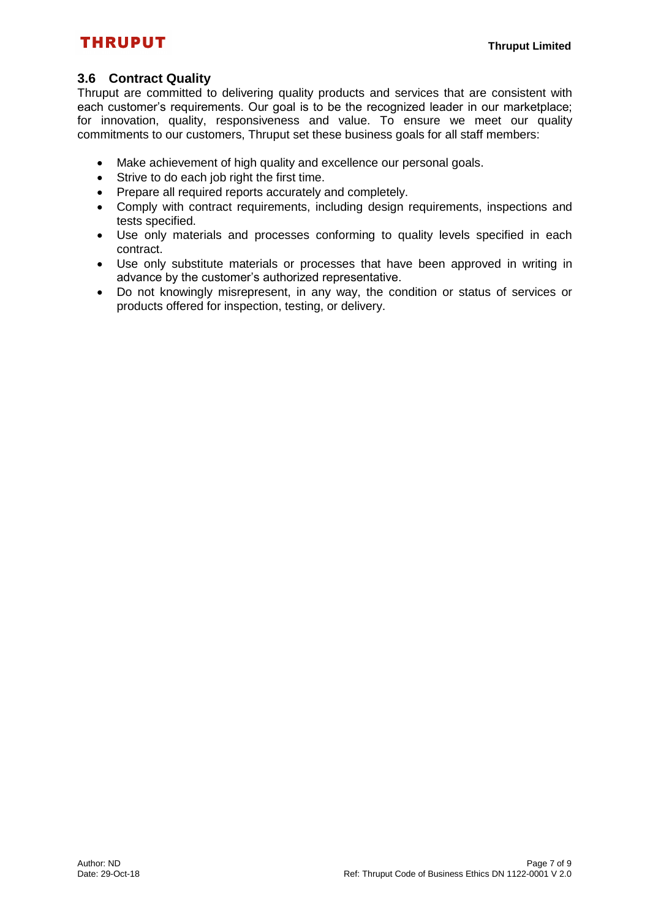## 3.6 Contract Quality

Thruput are committed to delivering quality products and services that are consistent with each customer's requirements. Our goal is to be the recognized leader in our marketplace; for innovation, quality, responsiveness and value. To ensure we meet our quality commitments to our customers, Thruput set these business goals for all staff members:

- Make achievement of high quality and excellence our personal goals.
- Strive to do each job right the first time.
- Prepare all required reports accurately and completely.
- Comply with contract requirements, including design requirements, inspections and tests specified.
- Use only materials and processes conforming to quality levels specified in each contract.
- Use only substitute materials or processes that have been approved in writing in advance by the customer's authorized representative.
- Do not knowingly misrepresent, in any way, the condition or status of services or products offered for inspection, testing, or delivery.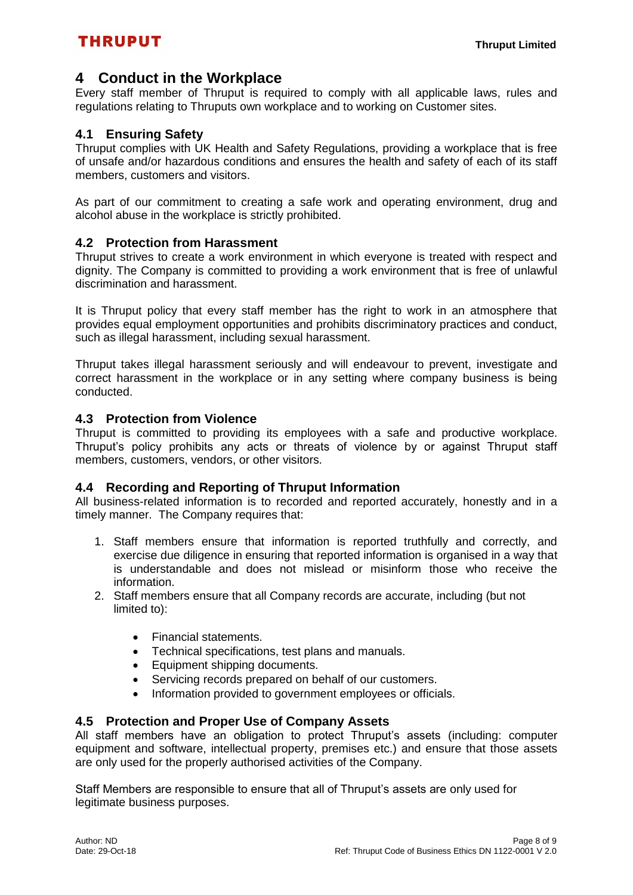# 4 Conduct in the Workplace

Every staff member of Thruput is required to comply with all applicable laws, rules and regulations relating to Thruputs own workplace and to working on Customer sites.

## 4.1 Ensuring Safety

Thruput complies with UK Health and Safety Regulations, providing a workplace that is free of unsafe and/or hazardous conditions and ensures the health and safety of each of its staff members, customers and visitors.

As part of our commitment to creating a safe work and operating environment, drug and alcohol abuse in the workplace is strictly prohibited.

## 4.2 Protection from Harassment

Thruput strives to create a work environment in which everyone is treated with respect and dignity. The Company is committed to providing a work environment that is free of unlawful discrimination and harassment.

It is Thruput policy that every staff member has the right to work in an atmosphere that provides equal employment opportunities and prohibits discriminatory practices and conduct, such as illegal harassment, including sexual harassment.

Thruput takes illegal harassment seriously and will endeavour to prevent, investigate and correct harassment in the workplace or in any setting where company business is being conducted.

## 4.3 Protection from Violence

Thruput is committed to providing its employees with a safe and productive workplace. Thruput's policy prohibits any acts or threats of violence by or against Thruput staff members, customers, vendors, or other visitors.

## 4.4 Recording and Reporting of Thruput Information

All business-related information is to recorded and reported accurately, honestly and in a timely manner. The Company requires that:

1. Staff members ensure that information is reported truthfully and correctly, and exercise due diligence in ensuring that reported information is organised in a way that is understandable and does not mislead or misinform those who receive the information.
2. Staff members ensure that all Company records are accurate, including (but not limited to):
    - Financial statements.
    - Technical specifications, test plans and manuals.
    - Equipment shipping documents.
    - Servicing records prepared on behalf of our customers.
    - Information provided to government employees or officials.

## 4.5 Protection and Proper Use of Company Assets

All staff members have an obligation to protect Thruput's assets (including: computer equipment and software, intellectual property, premises etc.) and ensure that those assets are only used for the properly authorised activities of the Company.

Staff Members are responsible to ensure that all of Thruput's assets are only used for legitimate business purposes.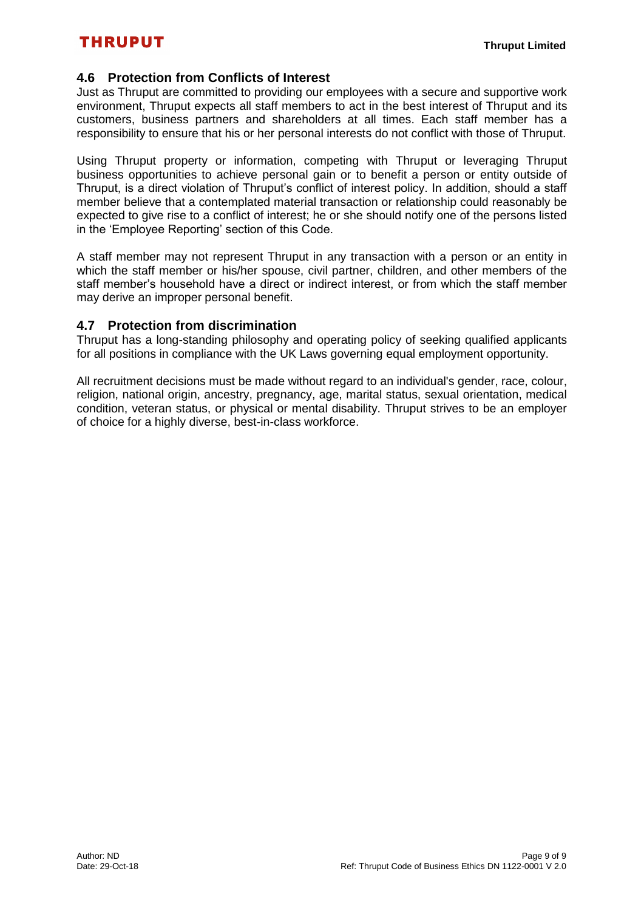## 4.6 Protection from Conflicts of Interest

Just as Thruput are committed to providing our employees with a secure and supportive work environment, Thruput expects all staff members to act in the best interest of Thruput and its customers, business partners and shareholders at all times. Each staff member has a responsibility to ensure that his or her personal interests do not conflict with those of Thruput.

Using Thruput property or information, competing with Thruput or leveraging Thruput business opportunities to achieve personal gain or to benefit a person or entity outside of Thruput, is a direct violation of Thruput's conflict of interest policy. In addition, should a staff member believe that a contemplated material transaction or relationship could reasonably be expected to give rise to a conflict of interest; he or she should notify one of the persons listed in the 'Employee Reporting' section of this Code.

A staff member may not represent Thruput in any transaction with a person or an entity in which the staff member or his/her spouse, civil partner, children, and other members of the staff member's household have a direct or indirect interest, or from which the staff member may derive an improper personal benefit.

## 4.7 Protection from discrimination

Thruput has a long-standing philosophy and operating policy of seeking qualified applicants for all positions in compliance with the UK Laws governing equal employment opportunity.

All recruitment decisions must be made without regard to an individual's gender, race, colour, religion, national origin, ancestry, pregnancy, age, marital status, sexual orientation, medical condition, veteran status, or physical or mental disability. Thruput strives to be an employer of choice for a highly diverse, best-in-class workforce.